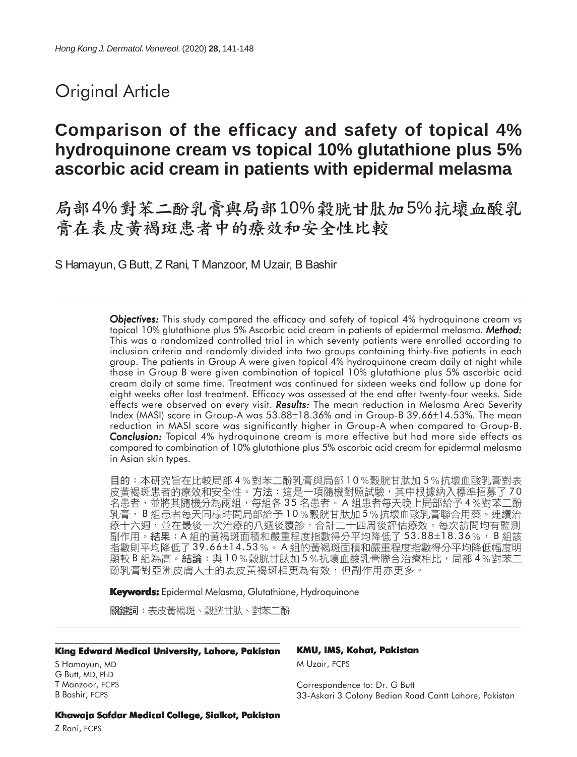Original Article

# Comparison of the efficacy and safety of topical 4% hydroquinone cream vs topical 10% glutathione plus 5% ascorbic acid cream in patients with epidermal melasma

# 局部4%對苯二酚乳膏與局部10%穀胱甘肽加5%抗壞血酸乳膏在表皮黃褐斑患者中的療效和安全性比較

S Hamayun, G Butt, Z Rani, T Manzoor, M Uzair, B Bashir

***Objectives:*** This study compared the efficacy and safety of topical 4% hydroquinone cream vs topical 10% glutathione plus 5% Ascorbic acid cream in patients of epidermal melasma. ***Method:*** This was a randomized controlled trial in which seventy patients were enrolled according to inclusion criteria and randomly divided into two groups containing thirty-five patients in each group. The patients in Group A were given topical 4% hydroquinone cream daily at night while those in Group B were given combination of topical 10% glutathione plus 5% ascorbic acid cream daily at same time. Treatment was continued for sixteen weeks and follow up done for eight weeks after last treatment. Efficacy was assessed at the end after twenty-four weeks. Side effects were observed on every visit. ***Results:*** The mean reduction in Melasma Area Severity Index (MASI) score in Group-A was 53.88±18.36% and in Group-B 39.66±14.53%. The mean reduction in MASI score was significantly higher in Group-A when compared to Group-B. ***Conclusion:*** Topical 4% hydroquinone cream is more effective but had more side effects as compared to combination of 10% glutathione plus 5% ascorbic acid cream for epidermal melasma in Asian skin types.

**目的**：本研究旨在比較局部4%對苯二酚乳膏與局部10%穀胱甘肽加5%抗壞血酸乳膏對表皮黃褐斑患者的療效和安全性。**方法**：這是一項隨機對照試驗，其中根據納入標準招募了70名患者，並將其隨機分為兩組，每組各35名患者。A組患者每天晚上局部給予4%對苯二酚乳膏，B組患者每天同樣時間局部給予10%穀胱甘肽加5%抗壞血酸乳膏聯合用藥。連續治療十六週，並在最後一次治療的八週後覆診，合計二十四周後評估療效。每次訪問均有監測副作用。**結果**：A組的黃褐斑面積和嚴重程度指數得分平均降低了53.88±18.36%，B組該指數則平均降低了39.66±14.53%。A組的黃褐斑面積和嚴重程度指數得分平均降低幅度明顯較B組為高。**結論**：與10%穀胱甘肽加5%抗壞血酸乳膏聯合治療相比，局部4%對苯二酚乳膏對亞洲皮膚人士的表皮黃褐斑相更為有效，但副作用亦更多。

**Keywords:** Epidermal Melasma, Glutathione, Hydroquinone

**關鍵詞**：表皮黃褐斑、穀胱甘肽、對苯二酚

**King Edward Medical University, Lahore, Pakistan**

S Hamayun, MD
G Butt, MD, PhD
T Manzoor, FCPS
B Bashir, FCPS

**Khawaja Safdar Medical College, Sialkot, Pakistan**

Z Rani, FCPS

**KMU, IMS, Kohat, Pakistan**

M Uzair, FCPS

Correspondence to: Dr. G Butt
33-Askari 3 Colony Bedian Road Cantt Lahore, Pakistan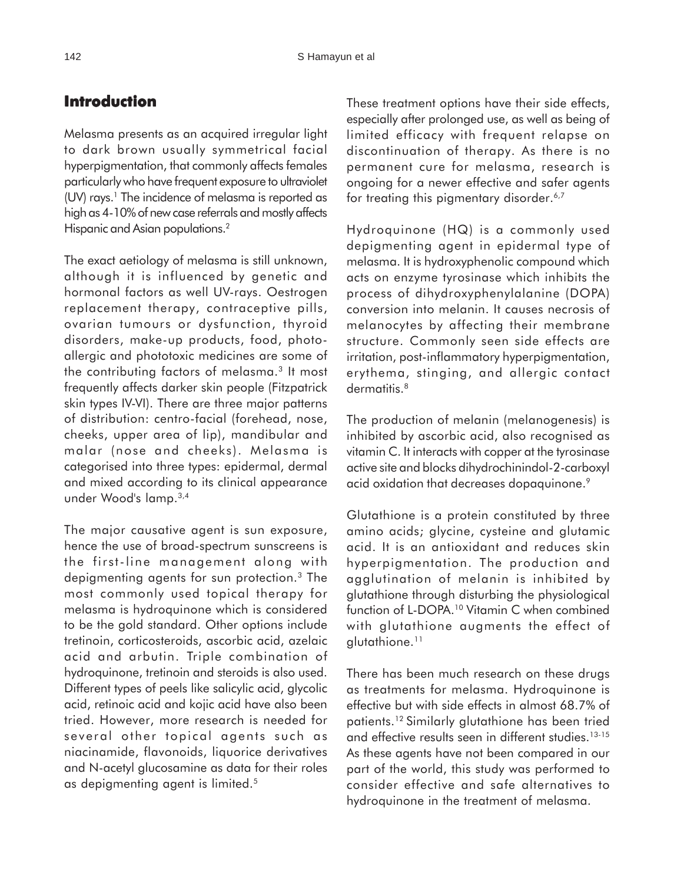## Introduction

Melasma presents as an acquired irregular light to dark brown usually symmetrical facial hyperpigmentation, that commonly affects females particularly who have frequent exposure to ultraviolet (UV) rays.[1] The incidence of melasma is reported as high as 4-10% of new case referrals and mostly affects Hispanic and Asian populations.[2]

The exact aetiology of melasma is still unknown, although it is influenced by genetic and hormonal factors as well UV-rays. Oestrogen replacement therapy, contraceptive pills, ovarian tumours or dysfunction, thyroid disorders, make-up products, food, photo-allergic and phototoxic medicines are some of the contributing factors of melasma.[3] It most frequently affects darker skin people (Fitzpatrick skin types IV-VI). There are three major patterns of distribution: centro-facial (forehead, nose, cheeks, upper area of lip), mandibular and malar (nose and cheeks). Melasma is categorised into three types: epidermal, dermal and mixed according to its clinical appearance under Wood's lamp.[3,4]

The major causative agent is sun exposure, hence the use of broad-spectrum sunscreens is the first-line management along with depigmenting agents for sun protection.[3] The most commonly used topical therapy for melasma is hydroquinone which is considered to be the gold standard. Other options include tretinoin, corticosteroids, ascorbic acid, azelaic acid and arbutin. Triple combination of hydroquinone, tretinoin and steroids is also used. Different types of peels like salicylic acid, glycolic acid, retinoic acid and kojic acid have also been tried. However, more research is needed for several other topical agents such as niacinamide, flavonoids, liquorice derivatives and N-acetyl glucosamine as data for their roles as depigmenting agent is limited.[5]

These treatment options have their side effects, especially after prolonged use, as well as being of limited efficacy with frequent relapse on discontinuation of therapy. As there is no permanent cure for melasma, research is ongoing for a newer effective and safer agents for treating this pigmentary disorder.[6,7]

Hydroquinone (HQ) is a commonly used depigmenting agent in epidermal type of melasma. It is hydroxyphenolic compound which acts on enzyme tyrosinase which inhibits the process of dihydroxyphenylalanine (DOPA) conversion into melanin. It causes necrosis of melanocytes by affecting their membrane structure. Commonly seen side effects are irritation, post-inflammatory hyperpigmentation, erythema, stinging, and allergic contact dermatitis.[8]

The production of melanin (melanogenesis) is inhibited by ascorbic acid, also recognised as vitamin C. It interacts with copper at the tyrosinase active site and blocks dihydrochinindol-2-carboxyl acid oxidation that decreases dopaquinone.[9]

Glutathione is a protein constituted by three amino acids; glycine, cysteine and glutamic acid. It is an antioxidant and reduces skin hyperpigmentation. The production and agglutination of melanin is inhibited by glutathione through disturbing the physiological function of L-DOPA.[10] Vitamin C when combined with glutathione augments the effect of glutathione.[11]

There has been much research on these drugs as treatments for melasma. Hydroquinone is effective but with side effects in almost 68.7% of patients.[12] Similarly glutathione has been tried and effective results seen in different studies.[13-15] As these agents have not been compared in our part of the world, this study was performed to consider effective and safe alternatives to hydroquinone in the treatment of melasma.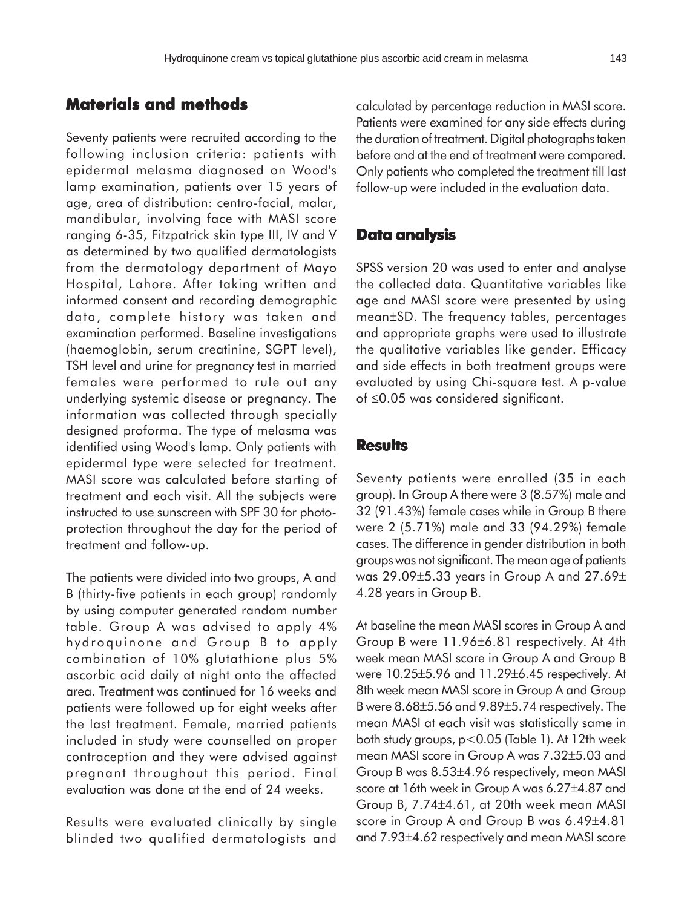## Materials and methods

Seventy patients were recruited according to the following inclusion criteria: patients with epidermal melasma diagnosed on Wood's lamp examination, patients over 15 years of age, area of distribution: centro-facial, malar, mandibular, involving face with MASI score ranging 6-35, Fitzpatrick skin type III, IV and V as determined by two qualified dermatologists from the dermatology department of Mayo Hospital, Lahore. After taking written and informed consent and recording demographic data, complete history was taken and examination performed. Baseline investigations (haemoglobin, serum creatinine, SGPT level), TSH level and urine for pregnancy test in married females were performed to rule out any underlying systemic disease or pregnancy. The information was collected through specially designed proforma. The type of melasma was identified using Wood's lamp. Only patients with epidermal type were selected for treatment. MASI score was calculated before starting of treatment and each visit. All the subjects were instructed to use sunscreen with SPF 30 for photo-protection throughout the day for the period of treatment and follow-up.

The patients were divided into two groups, A and B (thirty-five patients in each group) randomly by using computer generated random number table. Group A was advised to apply 4% hydroquinone and Group B to apply combination of 10% glutathione plus 5% ascorbic acid daily at night onto the affected area. Treatment was continued for 16 weeks and patients were followed up for eight weeks after the last treatment. Female, married patients included in study were counselled on proper contraception and they were advised against pregnant throughout this period. Final evaluation was done at the end of 24 weeks.

Results were evaluated clinically by single blinded two qualified dermatologists and calculated by percentage reduction in MASI score. Patients were examined for any side effects during the duration of treatment. Digital photographs taken before and at the end of treatment were compared. Only patients who completed the treatment till last follow-up were included in the evaluation data.

## Data analysis

SPSS version 20 was used to enter and analyse the collected data. Quantitative variables like age and MASI score were presented by using mean±SD. The frequency tables, percentages and appropriate graphs were used to illustrate the qualitative variables like gender. Efficacy and side effects in both treatment groups were evaluated by using Chi-square test. A p-value of $\leq 0.05$ was considered significant.

## Results

Seventy patients were enrolled (35 in each group). In Group A there were 3 (8.57%) male and 32 (91.43%) female cases while in Group B there were 2 (5.71%) male and 33 (94.29%) female cases. The difference in gender distribution in both groups was not significant. The mean age of patients was 29.09±5.33 years in Group A and 27.69±4.28 years in Group B.

At baseline the mean MASI scores in Group A and Group B were 11.96±6.81 respectively. At 4th week mean MASI score in Group A and Group B were 10.25±5.96 and 11.29±6.45 respectively. At 8th week mean MASI score in Group A and Group B were 8.68±5.56 and 9.89±5.74 respectively. The mean MASI at each visit was statistically same in both study groups, $p<0.05$ (Table 1). At 12th week mean MASI score in Group A was 7.32±5.03 and Group B was 8.53±4.96 respectively, mean MASI score at 16th week in Group A was 6.27±4.87 and Group B, 7.74±4.61, at 20th week mean MASI score in Group A and Group B was 6.49±4.81 and 7.93±4.62 respectively and mean MASI score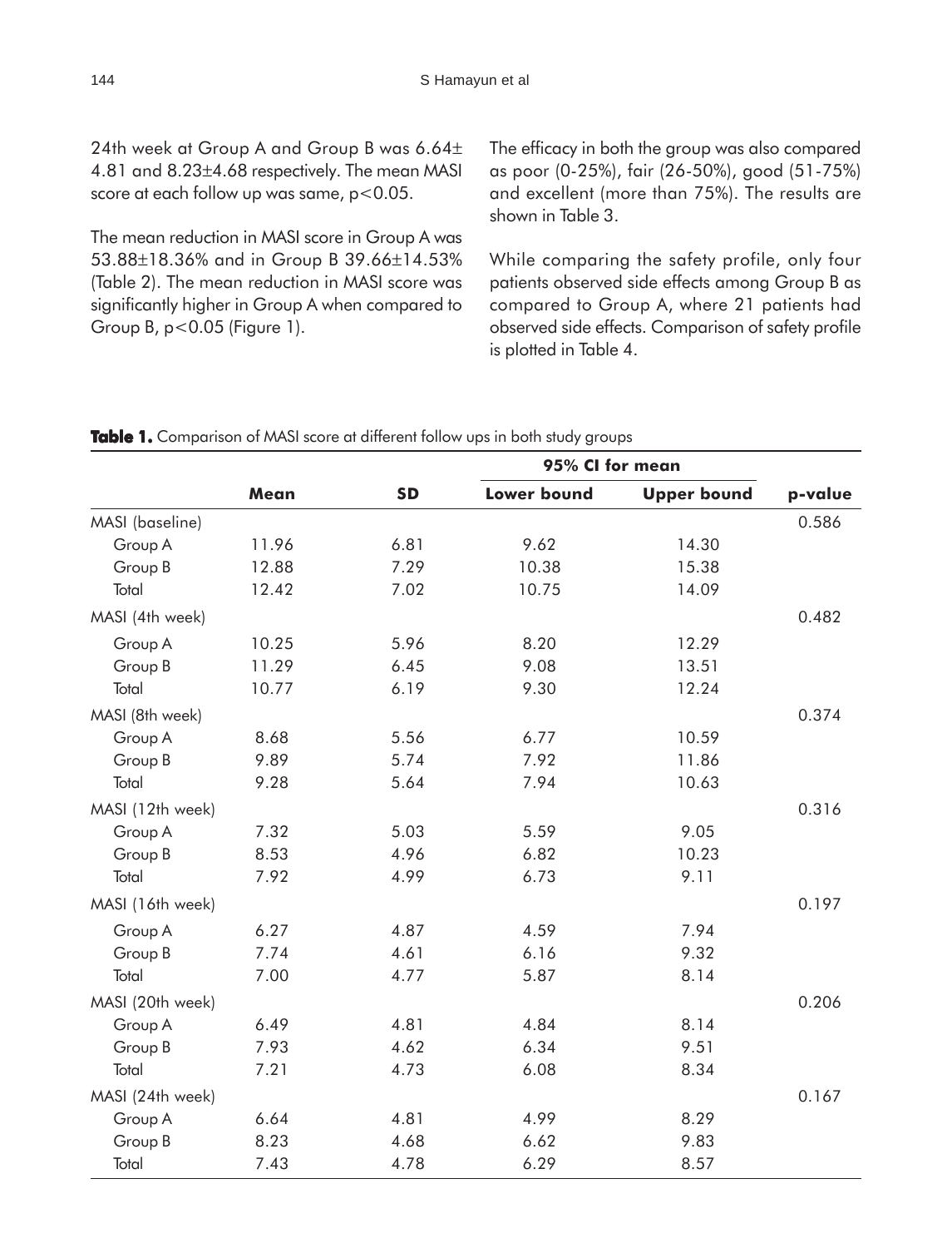24th week at Group A and Group B was 6.64± 4.81 and 8.23±4.68 respectively. The mean MASI score at each follow up was same, $p<0.05$.

The mean reduction in MASI score in Group A was 53.88±18.36% and in Group B 39.66±14.53% (Table 2). The mean reduction in MASI score was significantly higher in Group A when compared to Group B, $p<0.05$ (Figure 1).

The efficacy in both the group was also compared as poor (0-25%), fair (26-50%), good (51-75%) and excellent (more than 75%). The results are shown in Table 3.

While comparing the safety profile, only four patients observed side effects among Group B as compared to Group A, where 21 patients had observed side effects. Comparison of safety profile is plotted in Table 4.

**Table 1.** Comparison of MASI score at different follow ups in both study groups

| | | | 95% CI for mean | | |
|---|---|---|---|---|---|
| | **Mean** | **SD** | **Lower bound** | **Upper bound** | **p-value** |
| MASI (baseline) | | | | | 0.586 |
| Group A | 11.96 | 6.81 | 9.62 | 14.30 | |
| Group B | 12.88 | 7.29 | 10.38 | 15.38 | |
| Total | 12.42 | 7.02 | 10.75 | 14.09 | |
| MASI (4th week) | | | | | 0.482 |
| Group A | 10.25 | 5.96 | 8.20 | 12.29 | |
| Group B | 11.29 | 6.45 | 9.08 | 13.51 | |
| Total | 10.77 | 6.19 | 9.30 | 12.24 | |
| MASI (8th week) | | | | | 0.374 |
| Group A | 8.68 | 5.56 | 6.77 | 10.59 | |
| Group B | 9.89 | 5.74 | 7.92 | 11.86 | |
| Total | 9.28 | 5.64 | 7.94 | 10.63 | |
| MASI (12th week) | | | | | 0.316 |
| Group A | 7.32 | 5.03 | 5.59 | 9.05 | |
| Group B | 8.53 | 4.96 | 6.82 | 10.23 | |
| Total | 7.92 | 4.99 | 6.73 | 9.11 | |
| MASI (16th week) | | | | | 0.197 |
| Group A | 6.27 | 4.87 | 4.59 | 7.94 | |
| Group B | 7.74 | 4.61 | 6.16 | 9.32 | |
| Total | 7.00 | 4.77 | 5.87 | 8.14 | |
| MASI (20th week) | | | | | 0.206 |
| Group A | 6.49 | 4.81 | 4.84 | 8.14 | |
| Group B | 7.93 | 4.62 | 6.34 | 9.51 | |
| Total | 7.21 | 4.73 | 6.08 | 8.34 | |
| MASI (24th week) | | | | | 0.167 |
| Group A | 6.64 | 4.81 | 4.99 | 8.29 | |
| Group B | 8.23 | 4.68 | 6.62 | 9.83 | |
| Total | 7.43 | 4.78 | 6.29 | 8.57 | |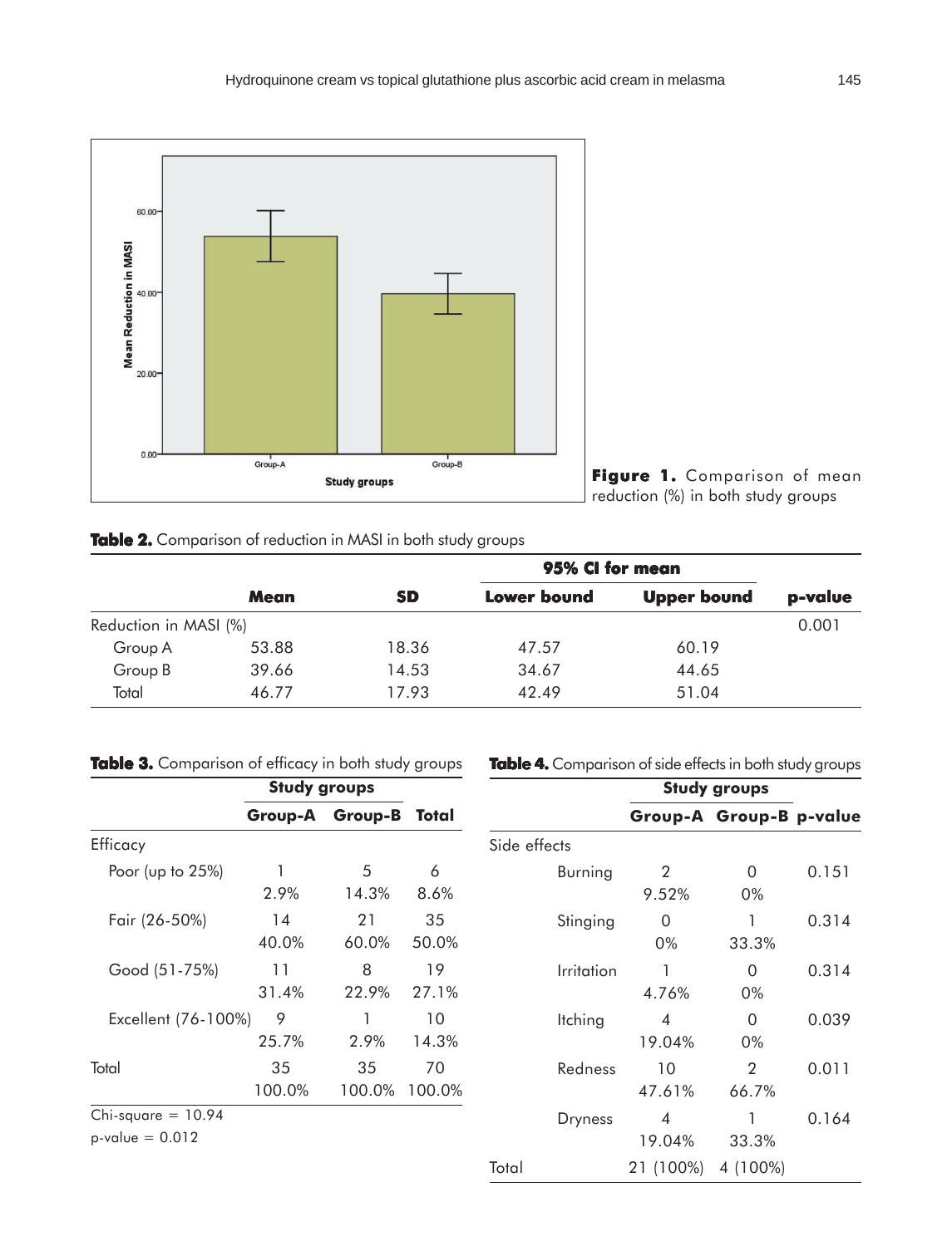Figure 1. Comparison of mean reduction (%) in both study groups

**Table 2.** Comparison of reduction in MASI in both study groups

| | Mean | SD | 95% CI for mean | | p-value |
|---|---|---|---|---|---|
| | | | Lower bound | Upper bound | |
| Reduction in MASI (%) | | | | | 0.001 |
| Group A | 53.88 | 18.36 | 47.57 | 60.19 | |
| Group B | 39.66 | 14.53 | 34.67 | 44.65 | |
| Total | 46.77 | 17.93 | 42.49 | 51.04 | |

**Table 3.** Comparison of efficacy in both study groups

| | Study groups | | |
|---|---|---|---|
| | Group-A | Group-B | Total |
| Efficacy | | | |
| Poor (up to 25%) | 1<br>2.9% | 5<br>14.3% | 6<br>8.6% |
| Fair (26-50%) | 14<br>40.0% | 21<br>60.0% | 35<br>50.0% |
| Good (51-75%) | 11<br>31.4% | 8<br>22.9% | 19<br>27.1% |
| Excellent (76-100%) | 9<br>25.7% | 1<br>2.9% | 10<br>14.3% |
| Total | 35<br>100.0% | 35<br>100.0% | 70<br>100.0% |

Chi-square = 10.94
p-value = 0.012

**Table 4.** Comparison of side effects in both study groups

| | Study groups | | |
|---|---|---|---|
| | Group-A | Group-B | p-value |
| Side effects | | | |
| Burning | 2<br>9.52% | 0<br>0% | 0.151 |
| Stinging | 0<br>0% | 1<br>33.3% | 0.314 |
| Irritation | 1<br>4.76% | 0<br>0% | 0.314 |
| Itching | 4<br>19.04% | 0<br>0% | 0.039 |
| Redness | 10<br>47.61% | 2<br>66.7% | 0.011 |
| Dryness | 4<br>19.04% | 1<br>33.3% | 0.164 |
| Total | 21 (100%) | 4 (100%) | |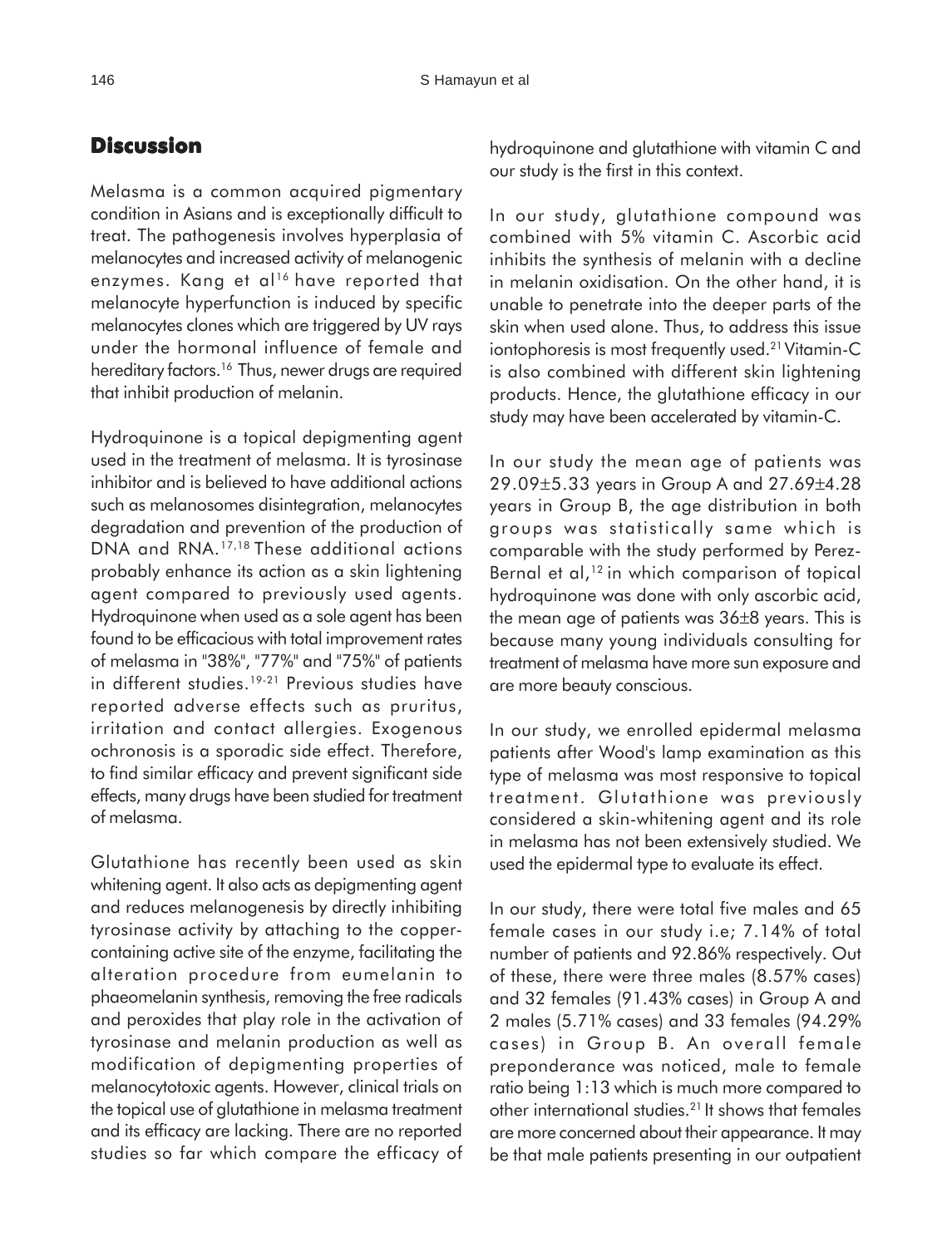## Discussion

Melasma is a common acquired pigmentary condition in Asians and is exceptionally difficult to treat. The pathogenesis involves hyperplasia of melanocytes and increased activity of melanogenic enzymes. Kang et al[16] have reported that melanocyte hyperfunction is induced by specific melanocytes clones which are triggered by UV rays under the hormonal influence of female and hereditary factors.[16] Thus, newer drugs are required that inhibit production of melanin.

Hydroquinone is a topical depigmenting agent used in the treatment of melasma. It is tyrosinase inhibitor and is believed to have additional actions such as melanosomes disintegration, melanocytes degradation and prevention of the production of DNA and RNA.[17,18] These additional actions probably enhance its action as a skin lightening agent compared to previously used agents. Hydroquinone when used as a sole agent has been found to be efficacious with total improvement rates of melasma in "38%", "77%" and "75%" of patients in different studies.[19-21] Previous studies have reported adverse effects such as pruritus, irritation and contact allergies. Exogenous ochronosis is a sporadic side effect. Therefore, to find similar efficacy and prevent significant side effects, many drugs have been studied for treatment of melasma.

Glutathione has recently been used as skin whitening agent. It also acts as depigmenting agent and reduces melanogenesis by directly inhibiting tyrosinase activity by attaching to the copper-containing active site of the enzyme, facilitating the alteration procedure from eumelanin to phaeomelanin synthesis, removing the free radicals and peroxides that play role in the activation of tyrosinase and melanin production as well as modification of depigmenting properties of melanocytotoxic agents. However, clinical trials on the topical use of glutathione in melasma treatment and its efficacy are lacking. There are no reported studies so far which compare the efficacy of hydroquinone and glutathione with vitamin C and our study is the first in this context.

In our study, glutathione compound was combined with 5% vitamin C. Ascorbic acid inhibits the synthesis of melanin with a decline in melanin oxidisation. On the other hand, it is unable to penetrate into the deeper parts of the skin when used alone. Thus, to address this issue iontophoresis is most frequently used.[21] Vitamin-C is also combined with different skin lightening products. Hence, the glutathione efficacy in our study may have been accelerated by vitamin-C.

In our study the mean age of patients was 29.09±5.33 years in Group A and 27.69±4.28 years in Group B, the age distribution in both groups was statistically same which is comparable with the study performed by Perez-Bernal et al,[12] in which comparison of topical hydroquinone was done with only ascorbic acid, the mean age of patients was 36±8 years. This is because many young individuals consulting for treatment of melasma have more sun exposure and are more beauty conscious.

In our study, we enrolled epidermal melasma patients after Wood's lamp examination as this type of melasma was most responsive to topical treatment. Glutathione was previously considered a skin-whitening agent and its role in melasma has not been extensively studied. We used the epidermal type to evaluate its effect.

In our study, there were total five males and 65 female cases in our study i.e; 7.14% of total number of patients and 92.86% respectively. Out of these, there were three males (8.57% cases) and 32 females (91.43% cases) in Group A and 2 males (5.71% cases) and 33 females (94.29% cases) in Group B. An overall female preponderance was noticed, male to female ratio being 1:13 which is much more compared to other international studies.[21] It shows that females are more concerned about their appearance. It may be that male patients presenting in our outpatient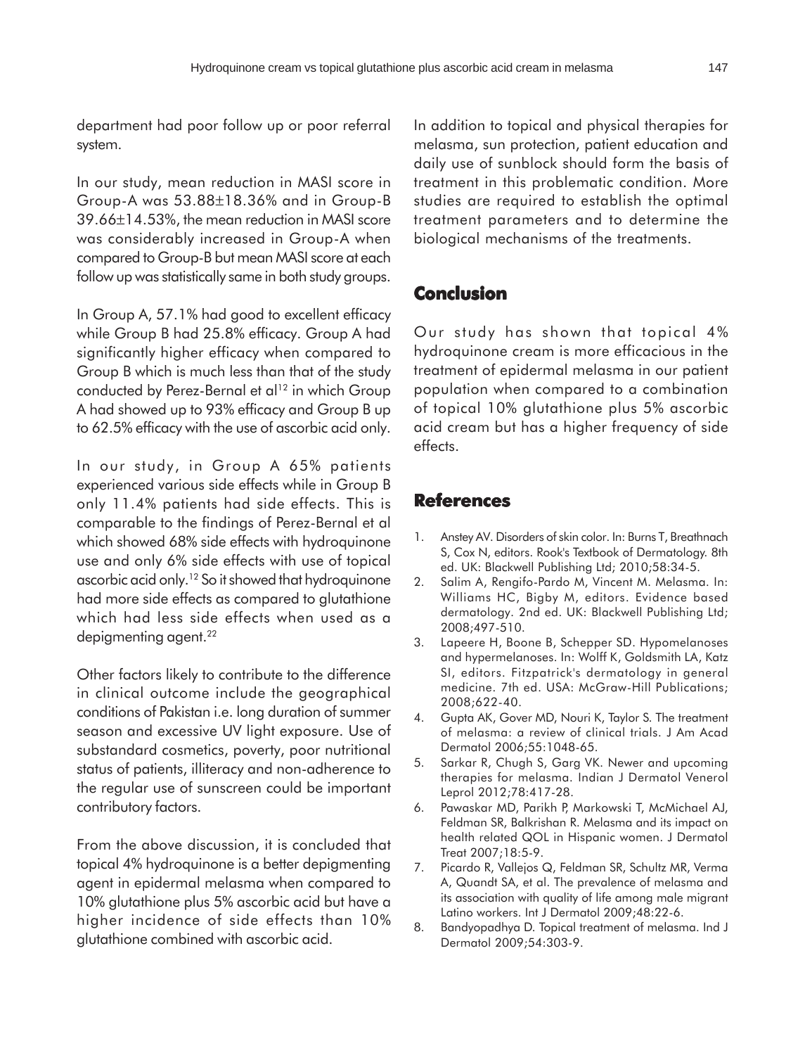department had poor follow up or poor referral system.

In our study, mean reduction in MASI score in Group-A was 53.88±18.36% and in Group-B 39.66±14.53%, the mean reduction in MASI score was considerably increased in Group-A when compared to Group-B but mean MASI score at each follow up was statistically same in both study groups.

In Group A, 57.1% had good to excellent efficacy while Group B had 25.8% efficacy. Group A had significantly higher efficacy when compared to Group B which is much less than that of the study conducted by Perez-Bernal et al[12] in which Group A had showed up to 93% efficacy and Group B up to 62.5% efficacy with the use of ascorbic acid only.

In our study, in Group A 65% patients experienced various side effects while in Group B only 11.4% patients had side effects. This is comparable to the findings of Perez-Bernal et al which showed 68% side effects with hydroquinone use and only 6% side effects with use of topical ascorbic acid only.[12] So it showed that hydroquinone had more side effects as compared to glutathione which had less side effects when used as a depigmenting agent.[22]

Other factors likely to contribute to the difference in clinical outcome include the geographical conditions of Pakistan i.e. long duration of summer season and excessive UV light exposure. Use of substandard cosmetics, poverty, poor nutritional status of patients, illiteracy and non-adherence to the regular use of sunscreen could be important contributory factors.

From the above discussion, it is concluded that topical 4% hydroquinone is a better depigmenting agent in epidermal melasma when compared to 10% glutathione plus 5% ascorbic acid but have a higher incidence of side effects than 10% glutathione combined with ascorbic acid.

In addition to topical and physical therapies for melasma, sun protection, patient education and daily use of sunblock should form the basis of treatment in this problematic condition. More studies are required to establish the optimal treatment parameters and to determine the biological mechanisms of the treatments.

## Conclusion

Our study has shown that topical 4% hydroquinone cream is more efficacious in the treatment of epidermal melasma in our patient population when compared to a combination of topical 10% glutathione plus 5% ascorbic acid cream but has a higher frequency of side effects.

## References

1. Anstey AV. Disorders of skin color. In: Burns T, Breathnach S, Cox N, editors. Rook's Textbook of Dermatology. 8th ed. UK: Blackwell Publishing Ltd; 2010;58:34-5.
2. Salim A, Rengifo-Pardo M, Vincent M. Melasma. In: Williams HC, Bigby M, editors. Evidence based dermatology. 2nd ed. UK: Blackwell Publishing Ltd; 2008;497-510.
3. Lapeere H, Boone B, Schepper SD. Hypomelanoses and hypermelanoses. In: Wolff K, Goldsmith LA, Katz SI, editors. Fitzpatrick's dermatology in general medicine. 7th ed. USA: McGraw-Hill Publications; 2008;622-40.
4. Gupta AK, Gover MD, Nouri K, Taylor S. The treatment of melasma: a review of clinical trials. J Am Acad Dermatol 2006;55:1048-65.
5. Sarkar R, Chugh S, Garg VK. Newer and upcoming therapies for melasma. Indian J Dermatol Venerol Leprol 2012;78:417-28.
6. Pawaskar MD, Parikh P, Markowski T, McMichael AJ, Feldman SR, Balkrishan R. Melasma and its impact on health related QOL in Hispanic women. J Dermatol Treat 2007;18:5-9.
7. Picardo R, Vallejos Q, Feldman SR, Schultz MR, Verma A, Quandt SA, et al. The prevalence of melasma and its association with quality of life among male migrant Latino workers. Int J Dermatol 2009;48:22-6.
8. Bandyopadhya D. Topical treatment of melasma. Ind J Dermatol 2009;54:303-9.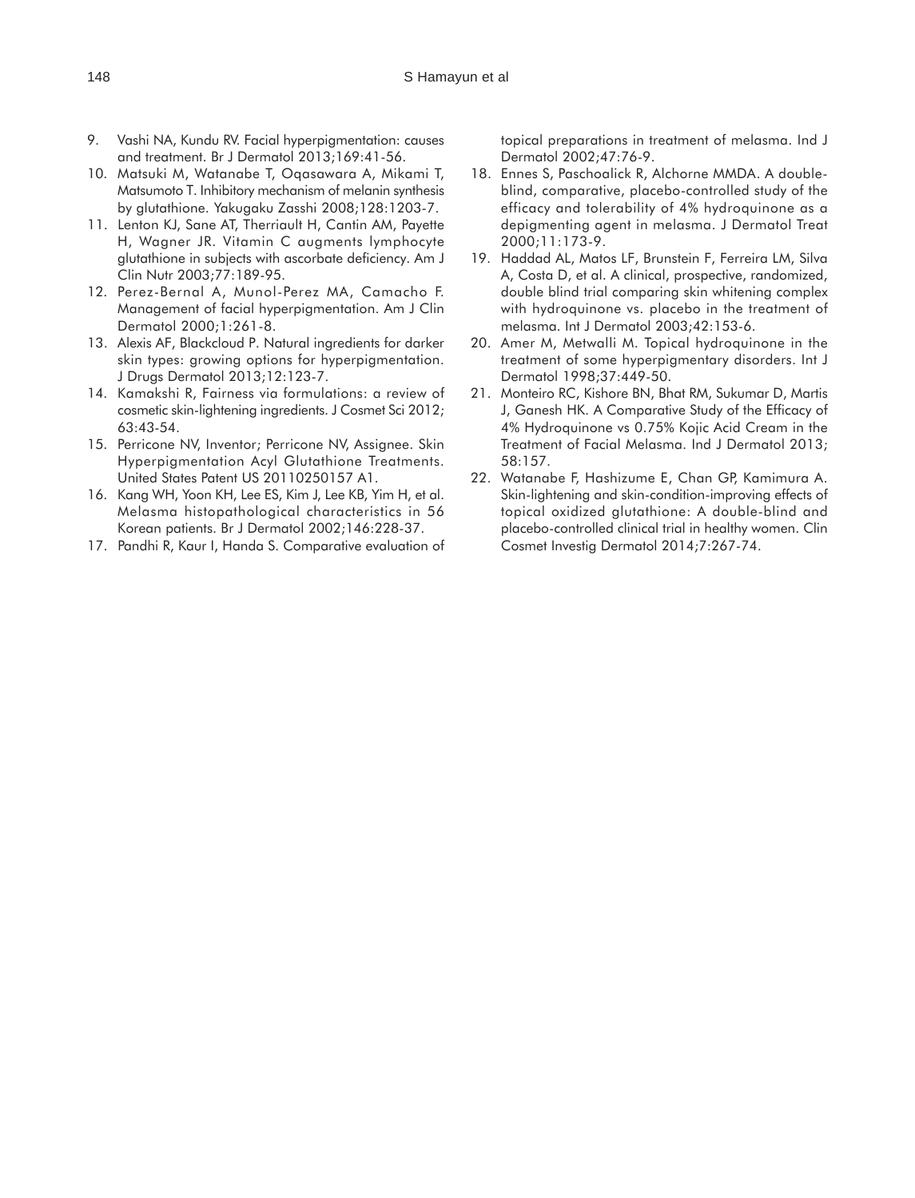9. Vashi NA, Kundu RV. Facial hyperpigmentation: causes and treatment. Br J Dermatol 2013;169:41-56.
10. Matsuki M, Watanabe T, Oqasawara A, Mikami T, Matsumoto T. Inhibitory mechanism of melanin synthesis by glutathione. Yakugaku Zasshi 2008;128:1203-7.
11. Lenton KJ, Sane AT, Therriault H, Cantin AM, Payette H, Wagner JR. Vitamin C augments lymphocyte glutathione in subjects with ascorbate deficiency. Am J Clin Nutr 2003;77:189-95.
12. Perez-Bernal A, Munol-Perez MA, Camacho F. Management of facial hyperpigmentation. Am J Clin Dermatol 2000;1:261-8.
13. Alexis AF, Blackcloud P. Natural ingredients for darker skin types: growing options for hyperpigmentation. J Drugs Dermatol 2013;12:123-7.
14. Kamakshi R, Fairness via formulations: a review of cosmetic skin-lightening ingredients. J Cosmet Sci 2012; 63:43-54.
15. Perricone NV, Inventor; Perricone NV, Assignee. Skin Hyperpigmentation Acyl Glutathione Treatments. United States Patent US 20110250157 A1.
16. Kang WH, Yoon KH, Lee ES, Kim J, Lee KB, Yim H, et al. Melasma histopathological characteristics in 56 Korean patients. Br J Dermatol 2002;146:228-37.
17. Pandhi R, Kaur I, Handa S. Comparative evaluation of topical preparations in treatment of melasma. Ind J Dermatol 2002;47:76-9.
18. Ennes S, Paschoalick R, Alchorne MMDA. A double-blind, comparative, placebo-controlled study of the efficacy and tolerability of 4% hydroquinone as a depigmenting agent in melasma. J Dermatol Treat 2000;11:173-9.
19. Haddad AL, Matos LF, Brunstein F, Ferreira LM, Silva A, Costa D, et al. A clinical, prospective, randomized, double blind trial comparing skin whitening complex with hydroquinone vs. placebo in the treatment of melasma. Int J Dermatol 2003;42:153-6.
20. Amer M, Metwalli M. Topical hydroquinone in the treatment of some hyperpigmentary disorders. Int J Dermatol 1998;37:449-50.
21. Monteiro RC, Kishore BN, Bhat RM, Sukumar D, Martis J, Ganesh HK. A Comparative Study of the Efficacy of 4% Hydroquinone vs 0.75% Kojic Acid Cream in the Treatment of Facial Melasma. Ind J Dermatol 2013; 58:157.
22. Watanabe F, Hashizume E, Chan GP, Kamimura A. Skin-lightening and skin-condition-improving effects of topical oxidized glutathione: A double-blind and placebo-controlled clinical trial in healthy women. Clin Cosmet Investig Dermatol 2014;7:267-74.